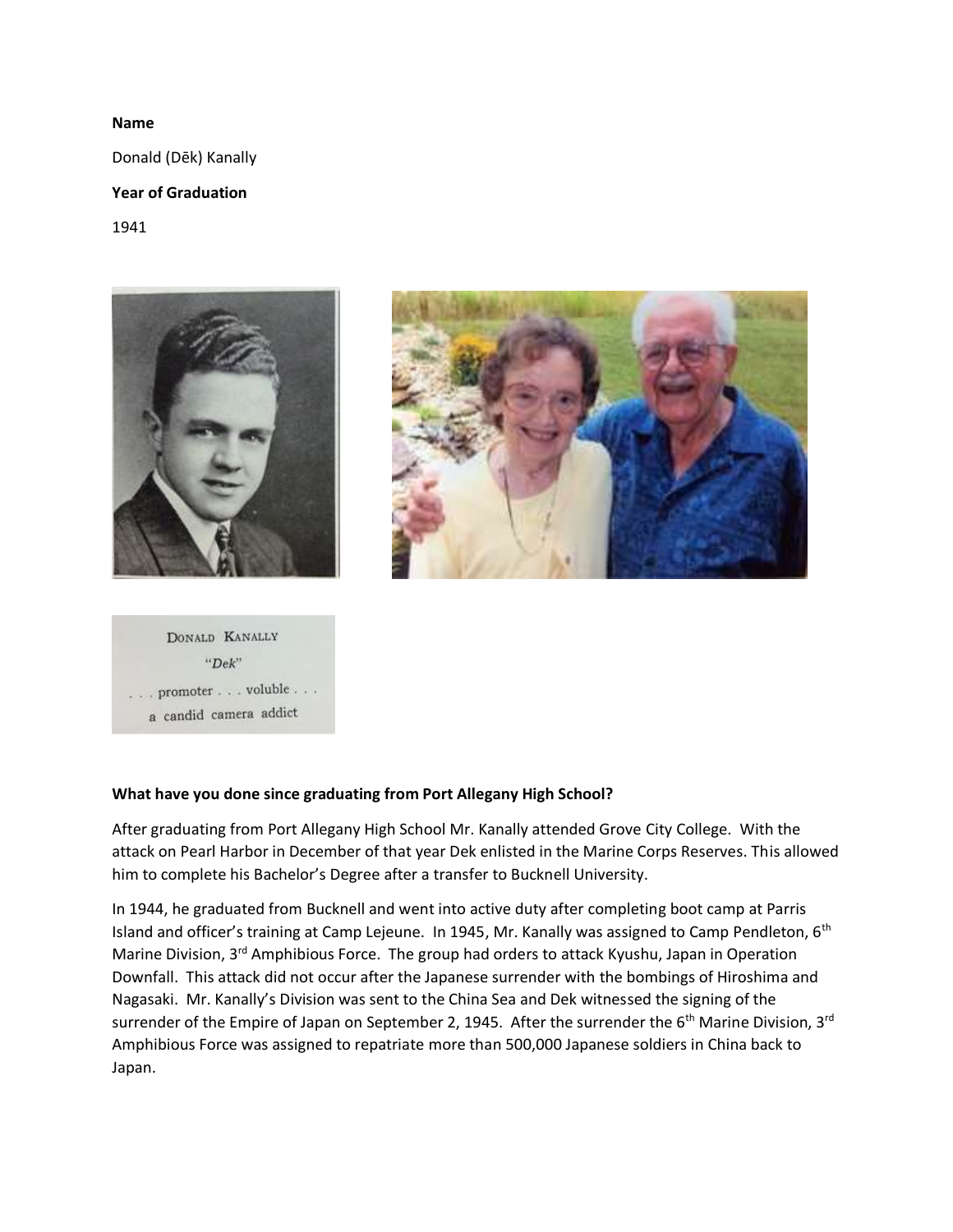**Name**

Donald (Dēk) Kanally

**Year of Graduation**

1941

DONALD KANALLY

"*Dek*"

. . . promoter . . . voluble . . .
a candid camera addict

**What have you done since graduating from Port Allegany High School?**

After graduating from Port Allegany High School Mr. Kanally attended Grove City College. With the attack on Pearl Harbor in December of that year Dek enlisted in the Marine Corps Reserves. This allowed him to complete his Bachelor's Degree after a transfer to Bucknell University.

In 1944, he graduated from Bucknell and went into active duty after completing boot camp at Parris Island and officer's training at Camp Lejeune. In 1945, Mr. Kanally was assigned to Camp Pendleton, 6th Marine Division, 3rd Amphibious Force. The group had orders to attack Kyushu, Japan in Operation Downfall. This attack did not occur after the Japanese surrender with the bombings of Hiroshima and Nagasaki. Mr. Kanally's Division was sent to the China Sea and Dek witnessed the signing of the surrender of the Empire of Japan on September 2, 1945. After the surrender the 6th Marine Division, 3rd Amphibious Force was assigned to repatriate more than 500,000 Japanese soldiers in China back to Japan.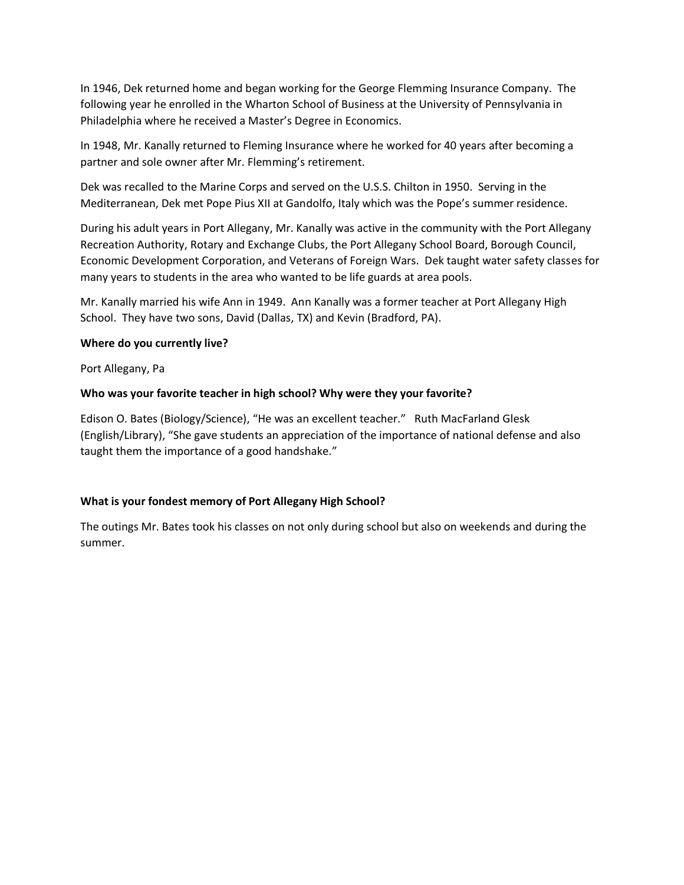In 1946, Dek returned home and began working for the George Flemming Insurance Company. The following year he enrolled in the Wharton School of Business at the University of Pennsylvania in Philadelphia where he received a Master's Degree in Economics.

In 1948, Mr. Kanally returned to Fleming Insurance where he worked for 40 years after becoming a partner and sole owner after Mr. Flemming's retirement.

Dek was recalled to the Marine Corps and served on the U.S.S. Chilton in 1950. Serving in the Mediterranean, Dek met Pope Pius XII at Gandolfo, Italy which was the Pope's summer residence.

During his adult years in Port Allegany, Mr. Kanally was active in the community with the Port Allegany Recreation Authority, Rotary and Exchange Clubs, the Port Allegany School Board, Borough Council, Economic Development Corporation, and Veterans of Foreign Wars. Dek taught water safety classes for many years to students in the area who wanted to be life guards at area pools.

Mr. Kanally married his wife Ann in 1949. Ann Kanally was a former teacher at Port Allegany High School. They have two sons, David (Dallas, TX) and Kevin (Bradford, PA).

**Where do you currently live?**

Port Allegany, Pa

**Who was your favorite teacher in high school? Why were they your favorite?**

Edison O. Bates (Biology/Science), "He was an excellent teacher." Ruth MacFarland Glesk (English/Library), "She gave students an appreciation of the importance of national defense and also taught them the importance of a good handshake."

**What is your fondest memory of Port Allegany High School?**

The outings Mr. Bates took his classes on not only during school but also on weekends and during the summer.